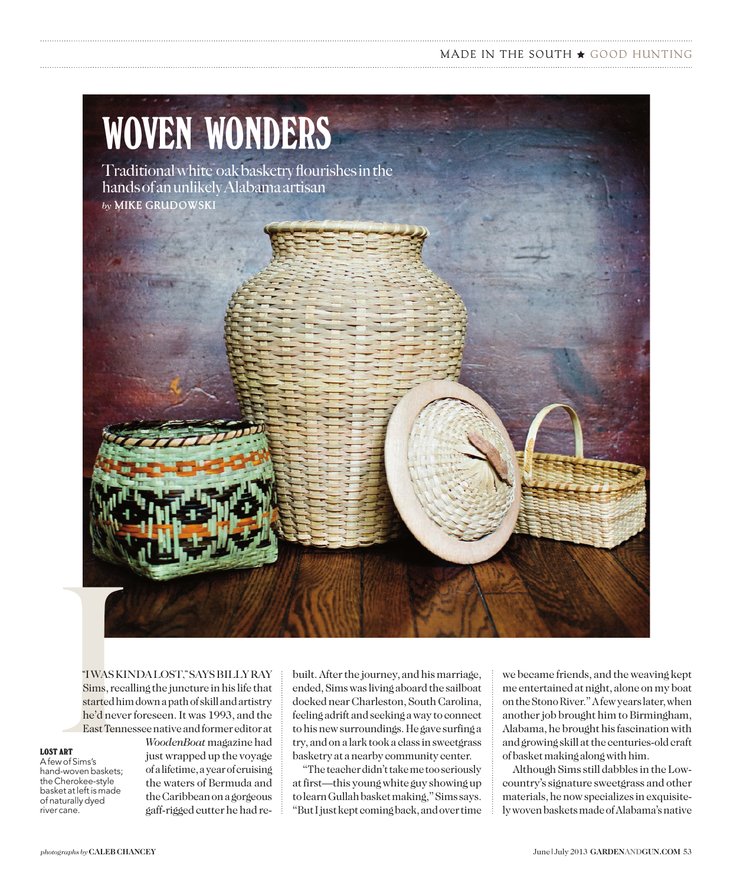# WOVEN WONDERS

Traditional white oak basketry flourishes in the hands of an unlikely Alabama artisan

*by* **MIKE GRUDOWSKI**

**LOST ART**
A few of Sims's hand-woven baskets; the Cherokee-style basket at left is made of naturally dyed river cane.

"I WAS KINDA LOST," SAYS BILLY RAY Sims, recalling the juncture in his life that started him down a path of skill and artistry he'd never foreseen. It was 1993, and the East Tennessee native and former editor at *WoodenBoat* magazine had just wrapped up the voyage of a lifetime, a year of cruising the waters of Bermuda and the Caribbean on a gorgeous gaff-rigged cutter he had rebuilt. After the journey, and his marriage, ended, Sims was living aboard the sailboat docked near Charleston, South Carolina, feeling adrift and seeking a way to connect to his new surroundings. He gave surfing a try, and on a lark took a class in sweetgrass basketry at a nearby community center.

"The teacher didn't take me too seriously at first—this young white guy showing up to learn Gullah basket making," Sims says. "But I just kept coming back, and over time we became friends, and the weaving kept me entertained at night, alone on my boat on the Stono River." A few years later, when another job brought him to Birmingham, Alabama, he brought his fascination with and growing skill at the centuries-old craft of basket making along with him.

Although Sims still dabbles in the Lowcountry's signature sweetgrass and other materials, he now specializes in exquisitely woven baskets made of Alabama's native

*photographs by* **CALEB CHANCEY**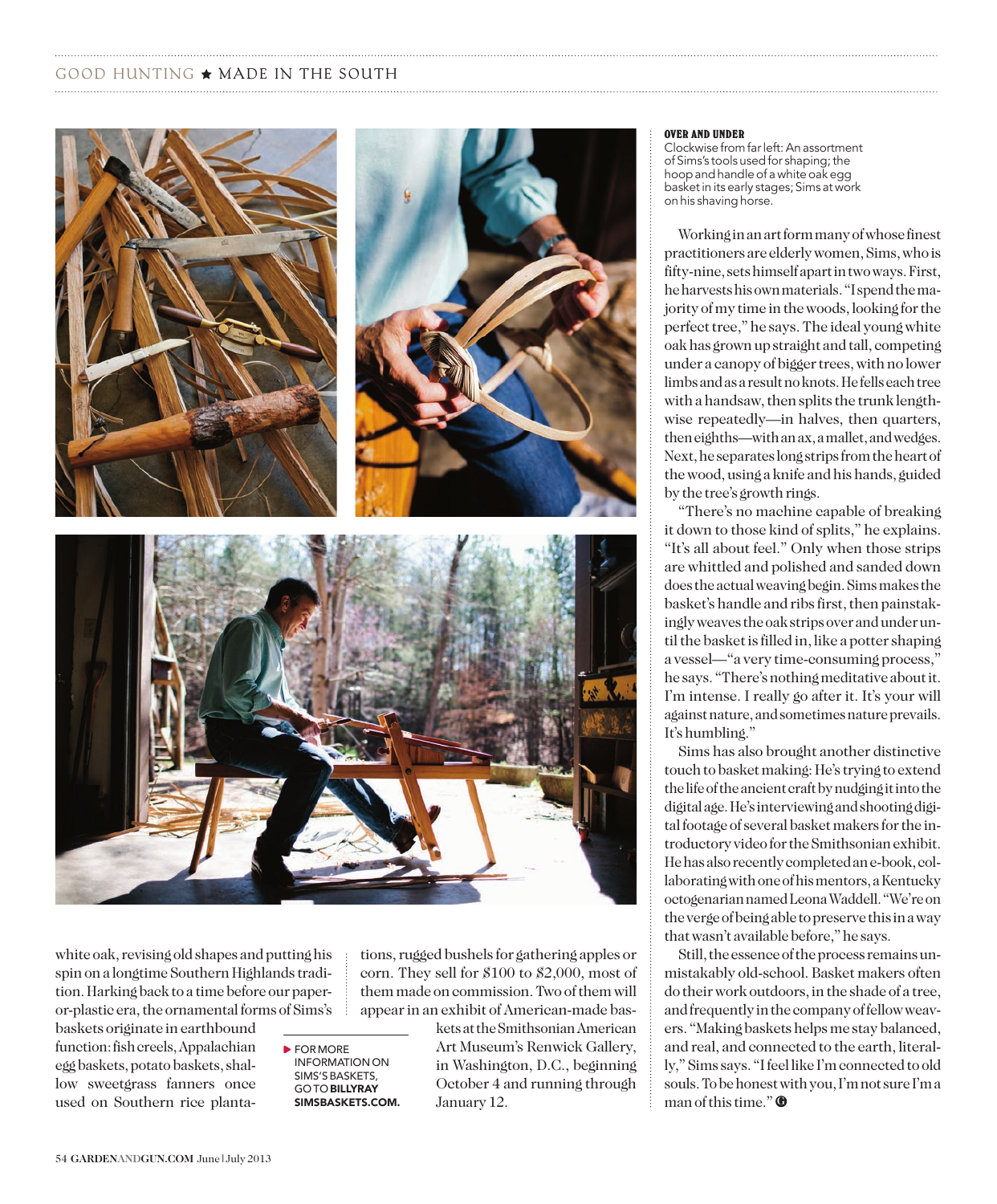**OVER AND UNDER**
Clockwise from far left: An assortment of Sims's tools used for shaping; the hoop and handle of a white oak egg basket in its early stages; Sims at work on his shaving horse.

white oak, revising old shapes and putting his spin on a longtime Southern Highlands tradition. Harking back to a time before our paper-or-plastic era, the ornamental forms of Sims's baskets originate in earthbound function: fish creels, Appalachian egg baskets, potato baskets, shallow sweetgrass fanners once used on Southern rice plantations, rugged bushels for gathering apples or corn. They sell for $100 to $2,000, most of them made on commission. Two of them will appear in an exhibit of American-made baskets at the Smithsonian American Art Museum's Renwick Gallery, in Washington, D.C., beginning October 4 and running through January 12.

▶ FOR MORE INFORMATION ON SIMS'S BASKETS, GO TO **BILLYRAYSIMSBASKETS.COM.**

Working in an art form many of whose finest practitioners are elderly women, Sims, who is fifty-nine, sets himself apart in two ways. First, he harvests his own materials. "I spend the majority of my time in the woods, looking for the perfect tree," he says. The ideal young white oak has grown up straight and tall, competing under a canopy of bigger trees, with no lower limbs and as a result no knots. He fells each tree with a handsaw, then splits the trunk lengthwise repeatedly—in halves, then quarters, then eighths—with an ax, a mallet, and wedges. Next, he separates long strips from the heart of the wood, using a knife and his hands, guided by the tree's growth rings.

"There's no machine capable of breaking it down to those kind of splits," he explains. "It's all about feel." Only when those strips are whittled and polished and sanded down does the actual weaving begin. Sims makes the basket's handle and ribs first, then painstakingly weaves the oak strips over and under until the basket is filled in, like a potter shaping a vessel—"a very time-consuming process," he says. "There's nothing meditative about it. I'm intense. I really go after it. It's your will against nature, and sometimes nature prevails. It's humbling."

Sims has also brought another distinctive touch to basket making: He's trying to extend the life of the ancient craft by nudging it into the digital age. He's interviewing and shooting digital footage of several basket makers for the introductory video for the Smithsonian exhibit. He has also recently completed an e-book, collaborating with one of his mentors, a Kentucky octogenarian named Leona Waddell. "We're on the verge of being able to preserve this in a way that wasn't available before," he says.

Still, the essence of the process remains unmistakably old-school. Basket makers often do their work outdoors, in the shade of a tree, and frequently in the company of fellow weavers. "Making baskets helps me stay balanced, and real, and connected to the earth, literally," Sims says. "I feel like I'm connected to old souls. To be honest with you, I'm not sure I'm a man of this time."